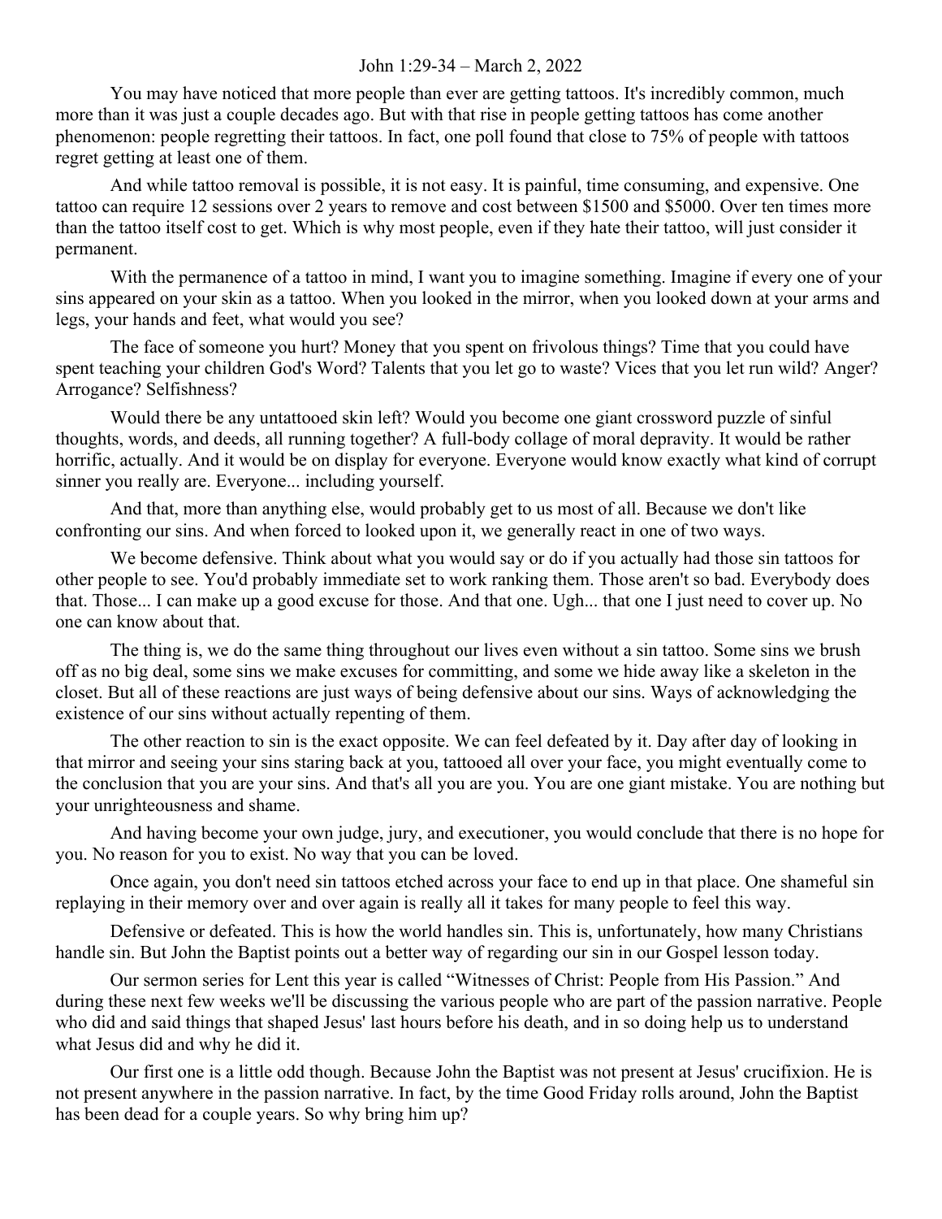John 1:29-34 – March 2, 2022

You may have noticed that more people than ever are getting tattoos. It's incredibly common, much more than it was just a couple decades ago. But with that rise in people getting tattoos has come another phenomenon: people regretting their tattoos. In fact, one poll found that close to 75% of people with tattoos regret getting at least one of them.

And while tattoo removal is possible, it is not easy. It is painful, time consuming, and expensive. One tattoo can require 12 sessions over 2 years to remove and cost between $1500 and $5000. Over ten times more than the tattoo itself cost to get. Which is why most people, even if they hate their tattoo, will just consider it permanent.

With the permanence of a tattoo in mind, I want you to imagine something. Imagine if every one of your sins appeared on your skin as a tattoo. When you looked in the mirror, when you looked down at your arms and legs, your hands and feet, what would you see?

The face of someone you hurt? Money that you spent on frivolous things? Time that you could have spent teaching your children God's Word? Talents that you let go to waste? Vices that you let run wild? Anger? Arrogance? Selfishness?

Would there be any untattooed skin left? Would you become one giant crossword puzzle of sinful thoughts, words, and deeds, all running together? A full-body collage of moral depravity. It would be rather horrific, actually. And it would be on display for everyone. Everyone would know exactly what kind of corrupt sinner you really are. Everyone... including yourself.

And that, more than anything else, would probably get to us most of all. Because we don't like confronting our sins. And when forced to looked upon it, we generally react in one of two ways.

We become defensive. Think about what you would say or do if you actually had those sin tattoos for other people to see. You'd probably immediate set to work ranking them. Those aren't so bad. Everybody does that. Those... I can make up a good excuse for those. And that one. Ugh... that one I just need to cover up. No one can know about that.

The thing is, we do the same thing throughout our lives even without a sin tattoo. Some sins we brush off as no big deal, some sins we make excuses for committing, and some we hide away like a skeleton in the closet. But all of these reactions are just ways of being defensive about our sins. Ways of acknowledging the existence of our sins without actually repenting of them.

The other reaction to sin is the exact opposite. We can feel defeated by it. Day after day of looking in that mirror and seeing your sins staring back at you, tattooed all over your face, you might eventually come to the conclusion that you are your sins. And that's all you are you. You are one giant mistake. You are nothing but your unrighteousness and shame.

And having become your own judge, jury, and executioner, you would conclude that there is no hope for you. No reason for you to exist. No way that you can be loved.

Once again, you don't need sin tattoos etched across your face to end up in that place. One shameful sin replaying in their memory over and over again is really all it takes for many people to feel this way.

Defensive or defeated. This is how the world handles sin. This is, unfortunately, how many Christians handle sin. But John the Baptist points out a better way of regarding our sin in our Gospel lesson today.

Our sermon series for Lent this year is called "Witnesses of Christ: People from His Passion." And during these next few weeks we'll be discussing the various people who are part of the passion narrative. People who did and said things that shaped Jesus' last hours before his death, and in so doing help us to understand what Jesus did and why he did it.

Our first one is a little odd though. Because John the Baptist was not present at Jesus' crucifixion. He is not present anywhere in the passion narrative. In fact, by the time Good Friday rolls around, John the Baptist has been dead for a couple years. So why bring him up?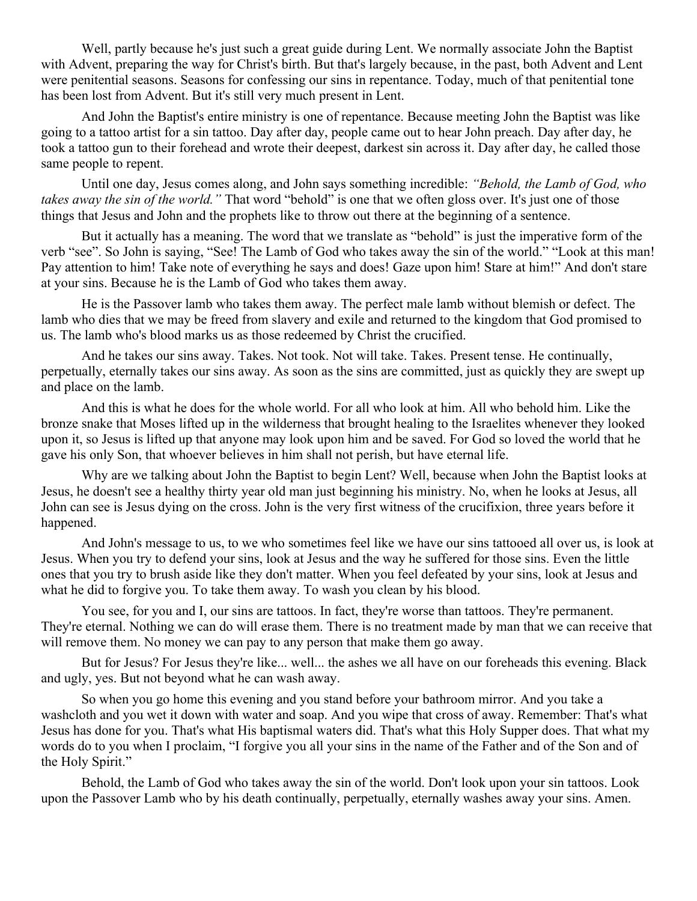Well, partly because he's just such a great guide during Lent. We normally associate John the Baptist with Advent, preparing the way for Christ's birth. But that's largely because, in the past, both Advent and Lent were penitential seasons. Seasons for confessing our sins in repentance. Today, much of that penitential tone has been lost from Advent. But it's still very much present in Lent.

And John the Baptist's entire ministry is one of repentance. Because meeting John the Baptist was like going to a tattoo artist for a sin tattoo. Day after day, people came out to hear John preach. Day after day, he took a tattoo gun to their forehead and wrote their deepest, darkest sin across it. Day after day, he called those same people to repent.

Until one day, Jesus comes along, and John says something incredible: *"Behold, the Lamb of God, who takes away the sin of the world."* That word "behold" is one that we often gloss over. It's just one of those things that Jesus and John and the prophets like to throw out there at the beginning of a sentence.

But it actually has a meaning. The word that we translate as "behold" is just the imperative form of the verb "see". So John is saying, "See! The Lamb of God who takes away the sin of the world." "Look at this man! Pay attention to him! Take note of everything he says and does! Gaze upon him! Stare at him!" And don't stare at your sins. Because he is the Lamb of God who takes them away.

He is the Passover lamb who takes them away. The perfect male lamb without blemish or defect. The lamb who dies that we may be freed from slavery and exile and returned to the kingdom that God promised to us. The lamb who's blood marks us as those redeemed by Christ the crucified.

And he takes our sins away. Takes. Not took. Not will take. Takes. Present tense. He continually, perpetually, eternally takes our sins away. As soon as the sins are committed, just as quickly they are swept up and place on the lamb.

And this is what he does for the whole world. For all who look at him. All who behold him. Like the bronze snake that Moses lifted up in the wilderness that brought healing to the Israelites whenever they looked upon it, so Jesus is lifted up that anyone may look upon him and be saved. For God so loved the world that he gave his only Son, that whoever believes in him shall not perish, but have eternal life.

Why are we talking about John the Baptist to begin Lent? Well, because when John the Baptist looks at Jesus, he doesn't see a healthy thirty year old man just beginning his ministry. No, when he looks at Jesus, all John can see is Jesus dying on the cross. John is the very first witness of the crucifixion, three years before it happened.

And John's message to us, to we who sometimes feel like we have our sins tattooed all over us, is look at Jesus. When you try to defend your sins, look at Jesus and the way he suffered for those sins. Even the little ones that you try to brush aside like they don't matter. When you feel defeated by your sins, look at Jesus and what he did to forgive you. To take them away. To wash you clean by his blood.

You see, for you and I, our sins are tattoos. In fact, they're worse than tattoos. They're permanent. They're eternal. Nothing we can do will erase them. There is no treatment made by man that we can receive that will remove them. No money we can pay to any person that make them go away.

But for Jesus? For Jesus they're like... well... the ashes we all have on our foreheads this evening. Black and ugly, yes. But not beyond what he can wash away.

So when you go home this evening and you stand before your bathroom mirror. And you take a washcloth and you wet it down with water and soap. And you wipe that cross of away. Remember: That's what Jesus has done for you. That's what His baptismal waters did. That's what this Holy Supper does. That what my words do to you when I proclaim, "I forgive you all your sins in the name of the Father and of the Son and of the Holy Spirit."

Behold, the Lamb of God who takes away the sin of the world. Don't look upon your sin tattoos. Look upon the Passover Lamb who by his death continually, perpetually, eternally washes away your sins. Amen.